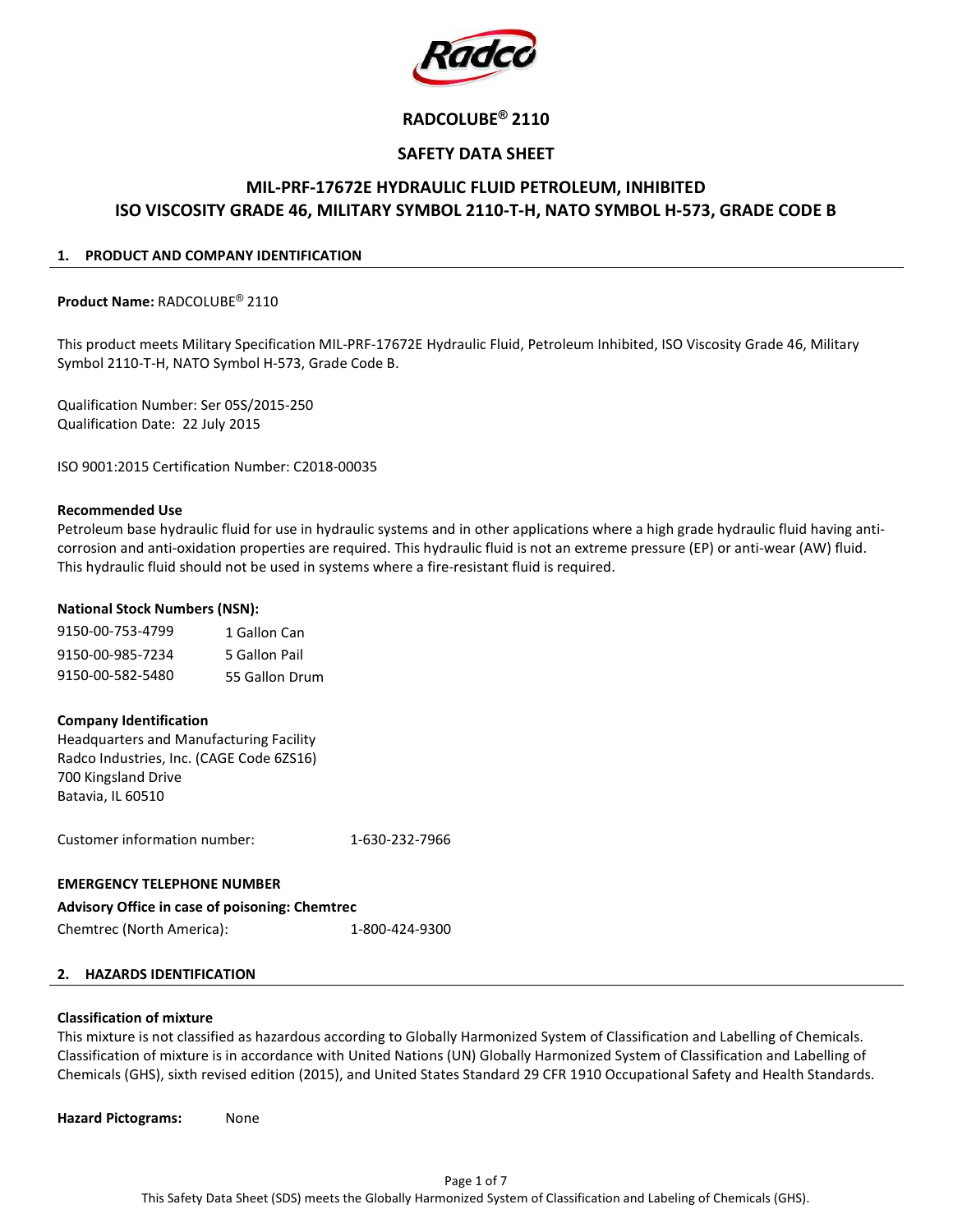# RADCOLUBE® 2110

## SAFETY DATA SHEET

## MIL-PRF-17672E HYDRAULIC FLUID PETROLEUM, INHIBITED ISO VISCOSITY GRADE 46, MILITARY SYMBOL 2110-T-H, NATO SYMBOL H-573, GRADE CODE B

### 1. PRODUCT AND COMPANY IDENTIFICATION

**Product Name:** RADCOLUBE® 2110

This product meets Military Specification MIL-PRF-17672E Hydraulic Fluid, Petroleum Inhibited, ISO Viscosity Grade 46, Military Symbol 2110-T-H, NATO Symbol H-573, Grade Code B.

Qualification Number: Ser 05S/2015-250
Qualification Date: 22 July 2015

ISO 9001:2015 Certification Number: C2018-00035

**Recommended Use**
Petroleum base hydraulic fluid for use in hydraulic systems and in other applications where a high grade hydraulic fluid having anti-corrosion and anti-oxidation properties are required. This hydraulic fluid is not an extreme pressure (EP) or anti-wear (AW) fluid. This hydraulic fluid should not be used in systems where a fire-resistant fluid is required.

**National Stock Numbers (NSN):**

| | |
|---|---|
| 9150-00-753-4799 | 1 Gallon Can |
| 9150-00-985-7234 | 5 Gallon Pail |
| 9150-00-582-5480 | 55 Gallon Drum |

**Company Identification**
Headquarters and Manufacturing Facility
Radco Industries, Inc. (CAGE Code 6ZS16)
700 Kingsland Drive
Batavia, IL 60510

Customer information number: 1-630-232-7966

**EMERGENCY TELEPHONE NUMBER**

**Advisory Office in case of poisoning: Chemtrec**

Chemtrec (North America): 1-800-424-9300

### 2. HAZARDS IDENTIFICATION

**Classification of mixture**
This mixture is not classified as hazardous according to Globally Harmonized System of Classification and Labelling of Chemicals. Classification of mixture is in accordance with United Nations (UN) Globally Harmonized System of Classification and Labelling of Chemicals (GHS), sixth revised edition (2015), and United States Standard 29 CFR 1910 Occupational Safety and Health Standards.

**Hazard Pictograms:** None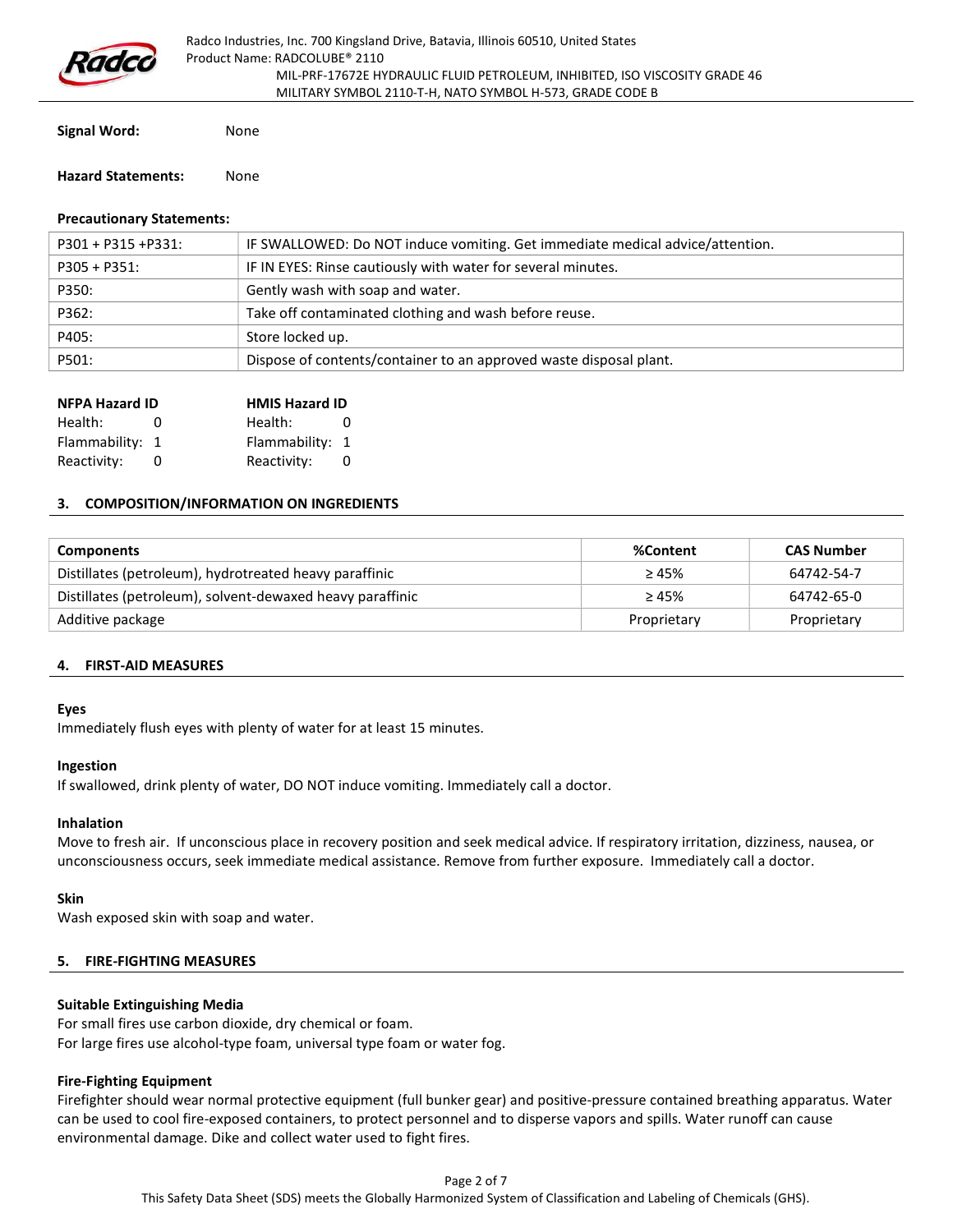**Signal Word:** None

**Hazard Statements:** None

**Precautionary Statements:**

| | |
|---|---|
| P301 + P315 +P331: | IF SWALLOWED: Do NOT induce vomiting. Get immediate medical advice/attention. |
| P305 + P351: | IF IN EYES: Rinse cautiously with water for several minutes. |
| P350: | Gently wash with soap and water. |
| P362: | Take off contaminated clothing and wash before reuse. |
| P405: | Store locked up. |
| P501: | Dispose of contents/container to an approved waste disposal plant. |

| NFPA Hazard ID | | HMIS Hazard ID | |
|---|---|---|---|
| Health: | 0 | Health: | 0 |
| Flammability: | 1 | Flammability: | 1 |
| Reactivity: | 0 | Reactivity: | 0 |

## 3. COMPOSITION/INFORMATION ON INGREDIENTS

| Components | %Content | CAS Number |
|---|---|---|
| Distillates (petroleum), hydrotreated heavy paraffinic | ≥ 45% | 64742-54-7 |
| Distillates (petroleum), solvent-dewaxed heavy paraffinic | ≥ 45% | 64742-65-0 |
| Additive package | Proprietary | Proprietary |

## 4. FIRST-AID MEASURES

**Eyes**

Immediately flush eyes with plenty of water for at least 15 minutes.

**Ingestion**

If swallowed, drink plenty of water, DO NOT induce vomiting. Immediately call a doctor.

**Inhalation**

Move to fresh air. If unconscious place in recovery position and seek medical advice. If respiratory irritation, dizziness, nausea, or unconsciousness occurs, seek immediate medical assistance. Remove from further exposure. Immediately call a doctor.

**Skin**

Wash exposed skin with soap and water.

## 5. FIRE-FIGHTING MEASURES

**Suitable Extinguishing Media**

For small fires use carbon dioxide, dry chemical or foam.
For large fires use alcohol-type foam, universal type foam or water fog.

**Fire-Fighting Equipment**

Firefighter should wear normal protective equipment (full bunker gear) and positive-pressure contained breathing apparatus. Water can be used to cool fire-exposed containers, to protect personnel and to disperse vapors and spills. Water runoff can cause environmental damage. Dike and collect water used to fight fires.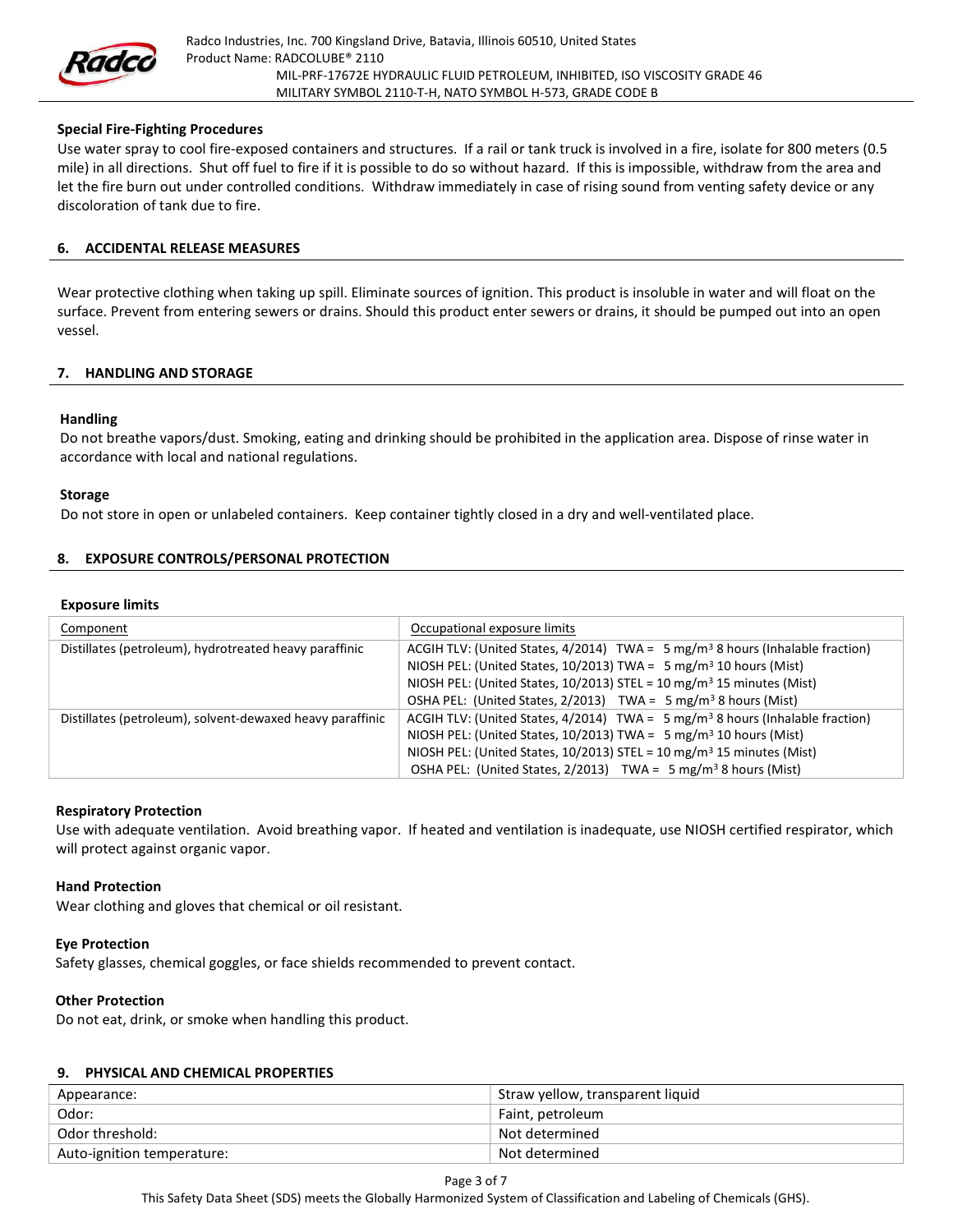### Special Fire-Fighting Procedures

Use water spray to cool fire-exposed containers and structures. If a rail or tank truck is involved in a fire, isolate for 800 meters (0.5 mile) in all directions. Shut off fuel to fire if it is possible to do so without hazard. If this is impossible, withdraw from the area and let the fire burn out under controlled conditions. Withdraw immediately in case of rising sound from venting safety device or any discoloration of tank due to fire.

## 6. ACCIDENTAL RELEASE MEASURES

Wear protective clothing when taking up spill. Eliminate sources of ignition. This product is insoluble in water and will float on the surface. Prevent from entering sewers or drains. Should this product enter sewers or drains, it should be pumped out into an open vessel.

## 7. HANDLING AND STORAGE

### Handling

Do not breathe vapors/dust. Smoking, eating and drinking should be prohibited in the application area. Dispose of rinse water in accordance with local and national regulations.

### Storage

Do not store in open or unlabeled containers. Keep container tightly closed in a dry and well-ventilated place.

## 8. EXPOSURE CONTROLS/PERSONAL PROTECTION

### Exposure limits

| Component | Occupational exposure limits |
|---|---|
| Distillates (petroleum), hydrotreated heavy paraffinic | ACGIH TLV: (United States, 4/2014) TWA = 5 mg/m$^3$ 8 hours (Inhalable fraction)<br>NIOSH PEL: (United States, 10/2013) TWA = 5 mg/m$^3$ 10 hours (Mist)<br>NIOSH PEL: (United States, 10/2013) STEL = 10 mg/m$^3$ 15 minutes (Mist)<br>OSHA PEL: (United States, 2/2013) TWA = 5 mg/m$^3$ 8 hours (Mist) |
| Distillates (petroleum), solvent-dewaxed heavy paraffinic | ACGIH TLV: (United States, 4/2014) TWA = 5 mg/m$^3$ 8 hours (Inhalable fraction)<br>NIOSH PEL: (United States, 10/2013) TWA = 5 mg/m$^3$ 10 hours (Mist)<br>NIOSH PEL: (United States, 10/2013) STEL = 10 mg/m$^3$ 15 minutes (Mist)<br>OSHA PEL: (United States, 2/2013) TWA = 5 mg/m$^3$ 8 hours (Mist) |

### Respiratory Protection

Use with adequate ventilation. Avoid breathing vapor. If heated and ventilation is inadequate, use NIOSH certified respirator, which will protect against organic vapor.

### Hand Protection

Wear clothing and gloves that chemical or oil resistant.

### Eye Protection

Safety glasses, chemical goggles, or face shields recommended to prevent contact.

### Other Protection

Do not eat, drink, or smoke when handling this product.

## 9. PHYSICAL AND CHEMICAL PROPERTIES

| | |
|---|---|
| Appearance: | Straw yellow, transparent liquid |
| Odor: | Faint, petroleum |
| Odor threshold: | Not determined |
| Auto-ignition temperature: | Not determined |

This Safety Data Sheet (SDS) meets the Globally Harmonized System of Classification and Labeling of Chemicals (GHS).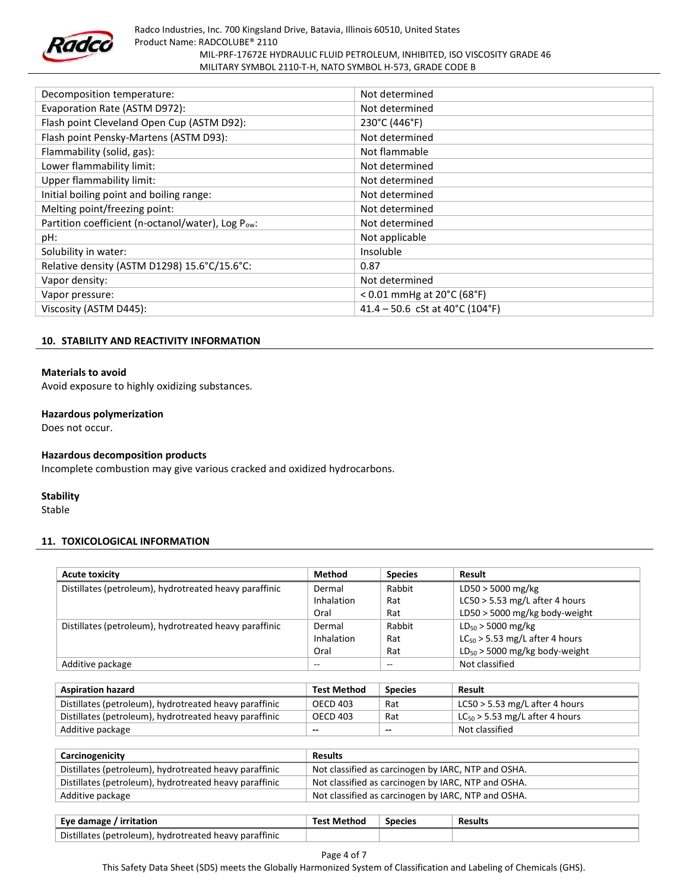| | |
|---|---|
| Decomposition temperature: | Not determined |
| Evaporation Rate (ASTM D972): | Not determined |
| Flash point Cleveland Open Cup (ASTM D92): | 230°C (446°F) |
| Flash point Pensky-Martens (ASTM D93): | Not determined |
| Flammability (solid, gas): | Not flammable |
| Lower flammability limit: | Not determined |
| Upper flammability limit: | Not determined |
| Initial boiling point and boiling range: | Not determined |
| Melting point/freezing point: | Not determined |
| Partition coefficient (n-octanol/water), Log $P_{ow}$: | Not determined |
| pH: | Not applicable |
| Solubility in water: | Insoluble |
| Relative density (ASTM D1298) 15.6°C/15.6°C: | 0.87 |
| Vapor density: | Not determined |
| Vapor pressure: | < 0.01 mmHg at 20°C (68°F) |
| Viscosity (ASTM D445): | 41.4 – 50.6 cSt at 40°C (104°F) |

## 10. STABILITY AND REACTIVITY INFORMATION

**Materials to avoid**

Avoid exposure to highly oxidizing substances.

**Hazardous polymerization**

Does not occur.

**Hazardous decomposition products**

Incomplete combustion may give various cracked and oxidized hydrocarbons.

**Stability**

Stable

## 11. TOXICOLOGICAL INFORMATION

| Acute toxicity | Method | Species | Result |
|---|---|---|---|
| Distillates (petroleum), hydrotreated heavy paraffinic | Dermal<br>Inhalation<br>Oral | Rabbit<br>Rat<br>Rat | LD50 > 5000 mg/kg<br>LC50 > 5.53 mg/L after 4 hours<br>LD50 > 5000 mg/kg body-weight |
| Distillates (petroleum), hydrotreated heavy paraffinic | Dermal<br>Inhalation<br>Oral | Rabbit<br>Rat<br>Rat | $LD_{50}$ > 5000 mg/kg<br>$LC_{50}$ > 5.53 mg/L after 4 hours<br>$LD_{50}$ > 5000 mg/kg body-weight |
| Additive package | -- | -- | Not classified |

| Aspiration hazard | Test Method | Species | Result |
|---|---|---|---|
| Distillates (petroleum), hydrotreated heavy paraffinic | OECD 403 | Rat | LC50 > 5.53 mg/L after 4 hours |
| Distillates (petroleum), hydrotreated heavy paraffinic | OECD 403 | Rat | $LC_{50}$ > 5.53 mg/L after 4 hours |
| Additive package | -- | -- | Not classified |

| Carcinogenicity | Results |
|---|---|
| Distillates (petroleum), hydrotreated heavy paraffinic | Not classified as carcinogen by IARC, NTP and OSHA. |
| Distillates (petroleum), hydrotreated heavy paraffinic | Not classified as carcinogen by IARC, NTP and OSHA. |
| Additive package | Not classified as carcinogen by IARC, NTP and OSHA. |

| Eye damage / irritation | Test Method | Species | Results |
|---|---|---|---|
| Distillates (petroleum), hydrotreated heavy paraffinic | | | |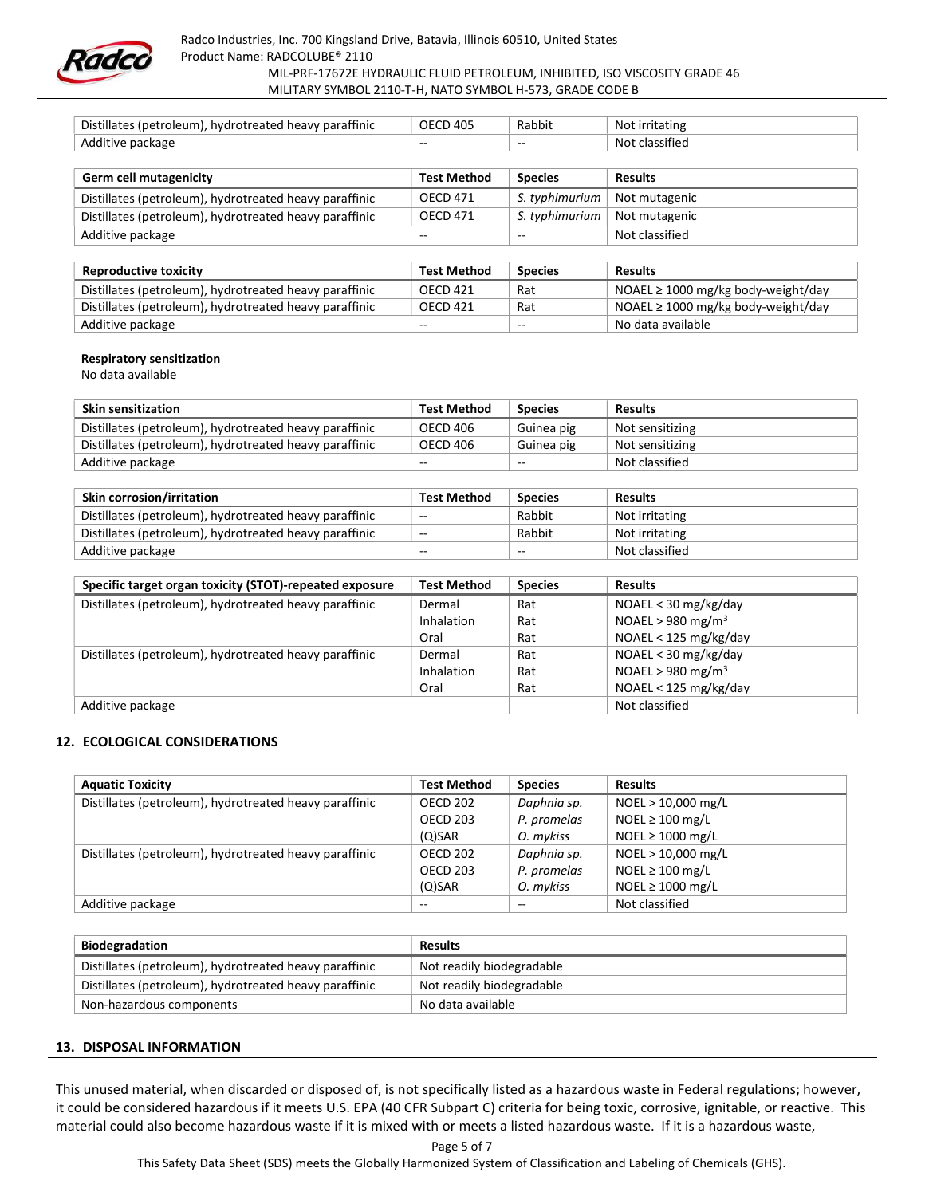| | | | |
|---|---|---|---|
| Distillates (petroleum), hydrotreated heavy paraffinic | OECD 405 | Rabbit | Not irritating |
| Additive package | -- | -- | Not classified |

| Germ cell mutagenicity | Test Method | Species | Results |
|---|---|---|---|
| Distillates (petroleum), hydrotreated heavy paraffinic | OECD 471 | *S. typhimurium* | Not mutagenic |
| Distillates (petroleum), hydrotreated heavy paraffinic | OECD 471 | *S. typhimurium* | Not mutagenic |
| Additive package | -- | -- | Not classified |

| Reproductive toxicity | Test Method | Species | Results |
|---|---|---|---|
| Distillates (petroleum), hydrotreated heavy paraffinic | OECD 421 | Rat | NOAEL ≥ 1000 mg/kg body-weight/day |
| Distillates (petroleum), hydrotreated heavy paraffinic | OECD 421 | Rat | NOAEL ≥ 1000 mg/kg body-weight/day |
| Additive package | -- | -- | No data available |

**Respiratory sensitization**
No data available

| Skin sensitization | Test Method | Species | Results |
|---|---|---|---|
| Distillates (petroleum), hydrotreated heavy paraffinic | OECD 406 | Guinea pig | Not sensitizing |
| Distillates (petroleum), hydrotreated heavy paraffinic | OECD 406 | Guinea pig | Not sensitizing |
| Additive package | -- | -- | Not classified |

| Skin corrosion/irritation | Test Method | Species | Results |
|---|---|---|---|
| Distillates (petroleum), hydrotreated heavy paraffinic | -- | Rabbit | Not irritating |
| Distillates (petroleum), hydrotreated heavy paraffinic | -- | Rabbit | Not irritating |
| Additive package | -- | -- | Not classified |

| Specific target organ toxicity (STOT)-repeated exposure | Test Method | Species | Results |
|---|---|---|---|
| Distillates (petroleum), hydrotreated heavy paraffinic | Dermal<br>Inhalation<br>Oral | Rat<br>Rat<br>Rat | NOAEL < 30 mg/kg/day<br>NOAEL > 980 mg/m$^3$<br>NOAEL < 125 mg/kg/day |
| Distillates (petroleum), hydrotreated heavy paraffinic | Dermal<br>Inhalation<br>Oral | Rat<br>Rat<br>Rat | NOAEL < 30 mg/kg/day<br>NOAEL > 980 mg/m$^3$<br>NOAEL < 125 mg/kg/day |
| Additive package | | | Not classified |

## 12. ECOLOGICAL CONSIDERATIONS

| Aquatic Toxicity | Test Method | Species | Results |
|---|---|---|---|
| Distillates (petroleum), hydrotreated heavy paraffinic | OECD 202<br>OECD 203<br>(Q)SAR | *Daphnia sp.*<br>*P. promelas*<br>*O. mykiss* | NOEL > 10,000 mg/L<br>NOEL ≥ 100 mg/L<br>NOEL ≥ 1000 mg/L |
| Distillates (petroleum), hydrotreated heavy paraffinic | OECD 202<br>OECD 203<br>(Q)SAR | *Daphnia sp.*<br>*P. promelas*<br>*O. mykiss* | NOEL > 10,000 mg/L<br>NOEL ≥ 100 mg/L<br>NOEL ≥ 1000 mg/L |
| Additive package | -- | -- | Not classified |

| Biodegradation | Results |
|---|---|
| Distillates (petroleum), hydrotreated heavy paraffinic | Not readily biodegradable |
| Distillates (petroleum), hydrotreated heavy paraffinic | Not readily biodegradable |
| Non-hazardous components | No data available |

## 13. DISPOSAL INFORMATION

This unused material, when discarded or disposed of, is not specifically listed as a hazardous waste in Federal regulations; however, it could be considered hazardous if it meets U.S. EPA (40 CFR Subpart C) criteria for being toxic, corrosive, ignitable, or reactive. This material could also become hazardous waste if it is mixed with or meets a listed hazardous waste. If it is a hazardous waste,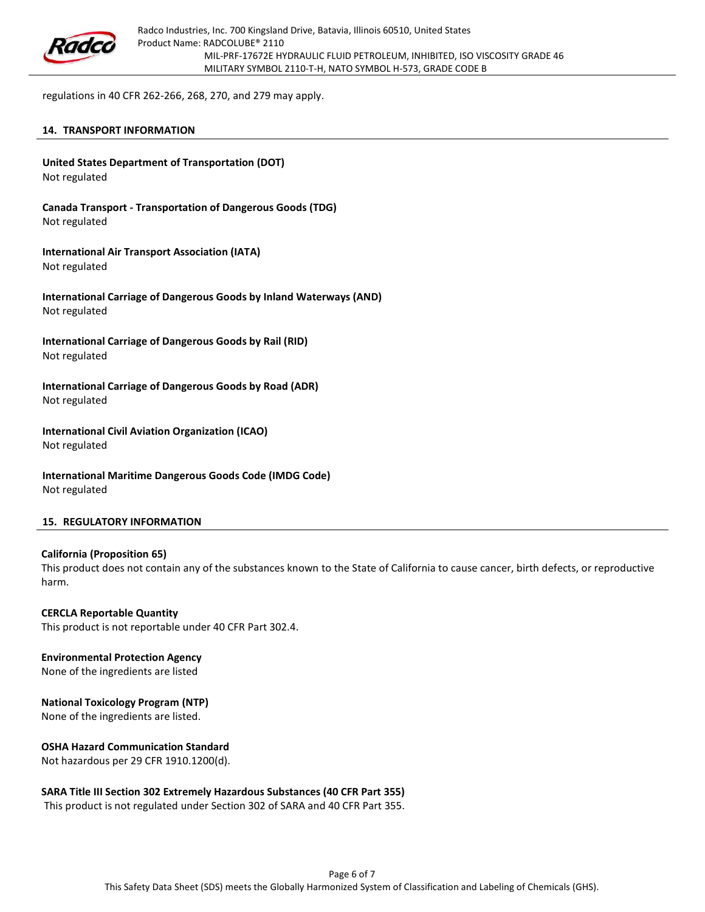regulations in 40 CFR 262-266, 268, 270, and 279 may apply.

## 14. TRANSPORT INFORMATION

**United States Department of Transportation (DOT)**
Not regulated

**Canada Transport - Transportation of Dangerous Goods (TDG)**
Not regulated

**International Air Transport Association (IATA)**
Not regulated

**International Carriage of Dangerous Goods by Inland Waterways (AND)**
Not regulated

**International Carriage of Dangerous Goods by Rail (RID)**
Not regulated

**International Carriage of Dangerous Goods by Road (ADR)**
Not regulated

**International Civil Aviation Organization (ICAO)**
Not regulated

**International Maritime Dangerous Goods Code (IMDG Code)**
Not regulated

## 15. REGULATORY INFORMATION

**California (Proposition 65)**
This product does not contain any of the substances known to the State of California to cause cancer, birth defects, or reproductive harm.

**CERCLA Reportable Quantity**
This product is not reportable under 40 CFR Part 302.4.

**Environmental Protection Agency**
None of the ingredients are listed

**National Toxicology Program (NTP)**
None of the ingredients are listed.

**OSHA Hazard Communication Standard**
Not hazardous per 29 CFR 1910.1200(d).

**SARA Title III Section 302 Extremely Hazardous Substances (40 CFR Part 355)**
This product is not regulated under Section 302 of SARA and 40 CFR Part 355.

This Safety Data Sheet (SDS) meets the Globally Harmonized System of Classification and Labeling of Chemicals (GHS).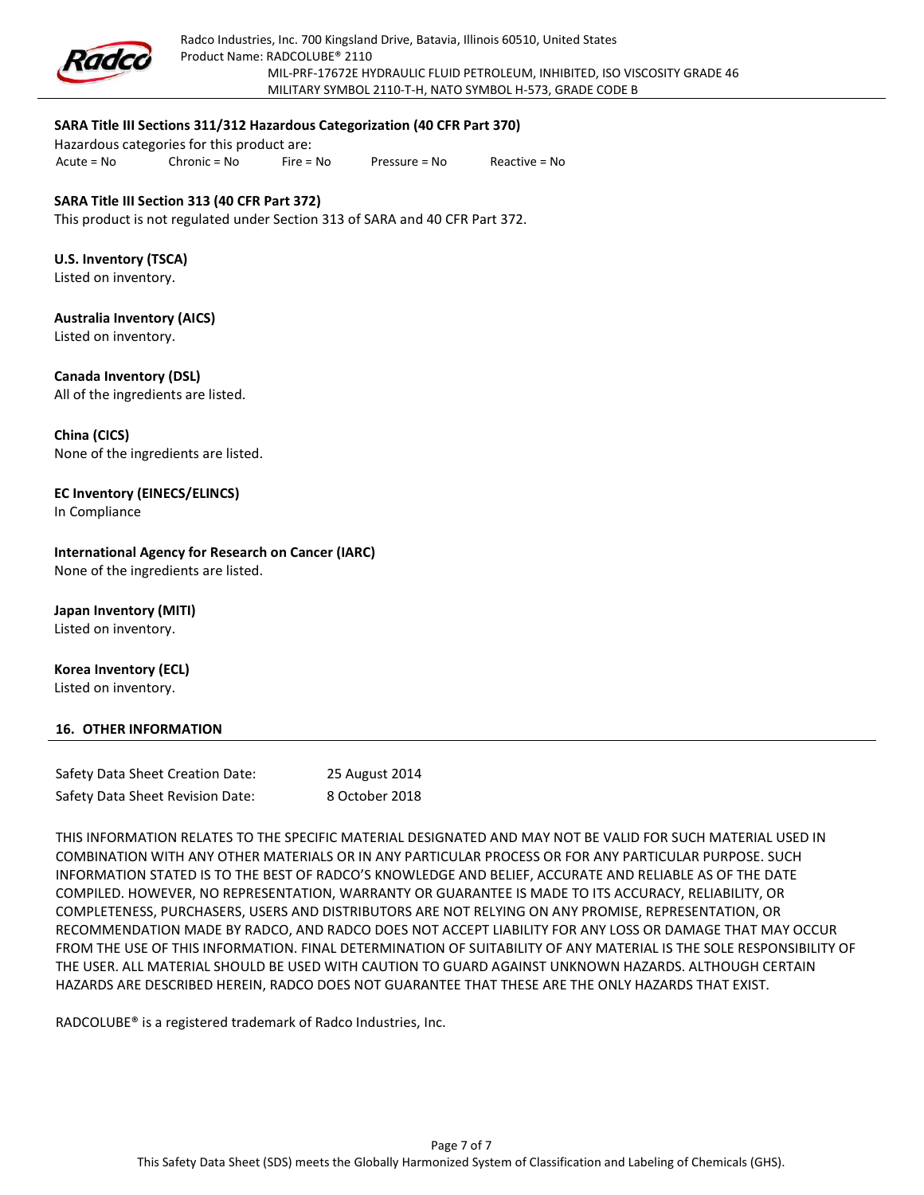**SARA Title III Sections 311/312 Hazardous Categorization (40 CFR Part 370)**

Hazardous categories for this product are:

Acute = No    Chronic = No    Fire = No    Pressure = No    Reactive = No

**SARA Title III Section 313 (40 CFR Part 372)**

This product is not regulated under Section 313 of SARA and 40 CFR Part 372.

**U.S. Inventory (TSCA)**

Listed on inventory.

**Australia Inventory (AICS)**

Listed on inventory.

**Canada Inventory (DSL)**

All of the ingredients are listed.

**China (CICS)**

None of the ingredients are listed.

**EC Inventory (EINECS/ELINCS)**

In Compliance

**International Agency for Research on Cancer (IARC)**

None of the ingredients are listed.

**Japan Inventory (MITI)**

Listed on inventory.

**Korea Inventory (ECL)**

Listed on inventory.

## 16. OTHER INFORMATION

| | |
|---|---|
| Safety Data Sheet Creation Date: | 25 August 2014 |
| Safety Data Sheet Revision Date: | 8 October 2018 |

THIS INFORMATION RELATES TO THE SPECIFIC MATERIAL DESIGNATED AND MAY NOT BE VALID FOR SUCH MATERIAL USED IN COMBINATION WITH ANY OTHER MATERIALS OR IN ANY PARTICULAR PROCESS OR FOR ANY PARTICULAR PURPOSE. SUCH INFORMATION STATED IS TO THE BEST OF RADCO'S KNOWLEDGE AND BELIEF, ACCURATE AND RELIABLE AS OF THE DATE COMPILED. HOWEVER, NO REPRESENTATION, WARRANTY OR GUARANTEE IS MADE TO ITS ACCURACY, RELIABILITY, OR COMPLETENESS, PURCHASERS, USERS AND DISTRIBUTORS ARE NOT RELYING ON ANY PROMISE, REPRESENTATION, OR RECOMMENDATION MADE BY RADCO, AND RADCO DOES NOT ACCEPT LIABILITY FOR ANY LOSS OR DAMAGE THAT MAY OCCUR FROM THE USE OF THIS INFORMATION. FINAL DETERMINATION OF SUITABILITY OF ANY MATERIAL IS THE SOLE RESPONSIBILITY OF THE USER. ALL MATERIAL SHOULD BE USED WITH CAUTION TO GUARD AGAINST UNKNOWN HAZARDS. ALTHOUGH CERTAIN HAZARDS ARE DESCRIBED HEREIN, RADCO DOES NOT GUARANTEE THAT THESE ARE THE ONLY HAZARDS THAT EXIST.

RADCOLUBE® is a registered trademark of Radco Industries, Inc.